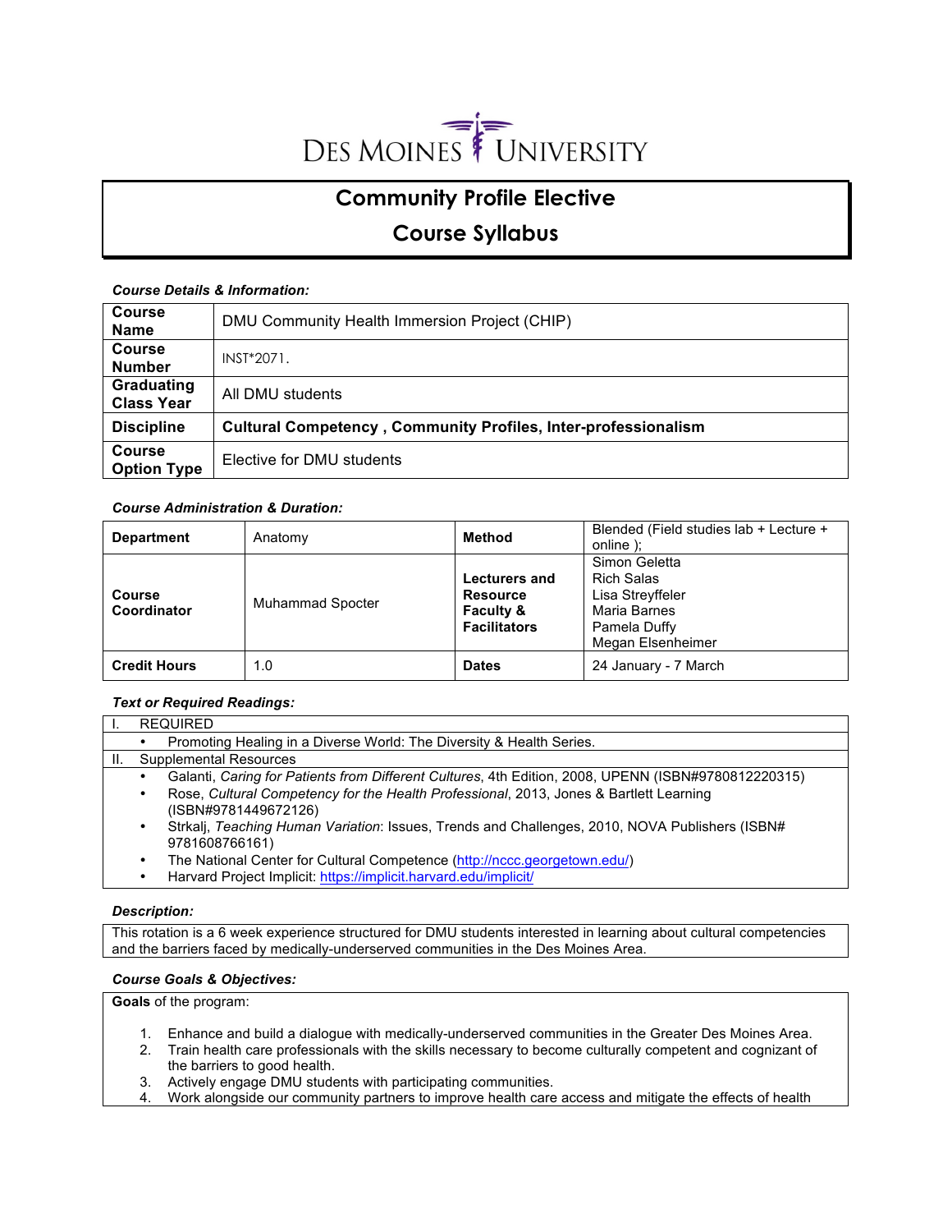# DES MOINES UNIVERSITY

## Community Profile Elective

## Course Syllabus

***Course Details & Information:***

| **Course Name** | DMU Community Health Immersion Project (CHIP) |
|---|---|
| **Course Number** | INST*2071. |
| **Graduating Class Year** | All DMU students |
| **Discipline** | **Cultural Competency , Community Profiles, Inter-professionalism** |
| **Course Option Type** | Elective for DMU students |

***Course Administration & Duration:***

| **Department** | Anatomy | **Method** | Blended (Field studies lab + Lecture + online ); |
|---|---|---|---|
| **Course Coordinator** | Muhammad Spocter | **Lecturers and Resource Faculty & Facilitators** | Simon Geletta<br>Rich Salas<br>Lisa Streyffeler<br>Maria Barnes<br>Pamela Duffy<br>Megan Elsenheimer |
| **Credit Hours** | 1.0 | **Dates** | 24 January - 7 March |

***Text or Required Readings:***

I. REQUIRED
- Promoting Healing in a Diverse World: The Diversity & Health Series.

II. Supplemental Resources
- Galanti, *Caring for Patients from Different Cultures*, 4th Edition, 2008, UPENN (ISBN#9780812220315)
- Rose, *Cultural Competency for the Health Professional*, 2013, Jones & Bartlett Learning (ISBN#9781449672126)
- Strkalj, *Teaching Human Variation*: Issues, Trends and Challenges, 2010, NOVA Publishers (ISBN# 9781608766161)
- The National Center for Cultural Competence (http://nccc.georgetown.edu/)
- Harvard Project Implicit: https://implicit.harvard.edu/implicit/

***Description:***

This rotation is a 6 week experience structured for DMU students interested in learning about cultural competencies and the barriers faced by medically-underserved communities in the Des Moines Area.

***Course Goals & Objectives:***

**Goals** of the program:

1. Enhance and build a dialogue with medically-underserved communities in the Greater Des Moines Area.
2. Train health care professionals with the skills necessary to become culturally competent and cognizant of the barriers to good health.
3. Actively engage DMU students with participating communities.
4. Work alongside our community partners to improve health care access and mitigate the effects of health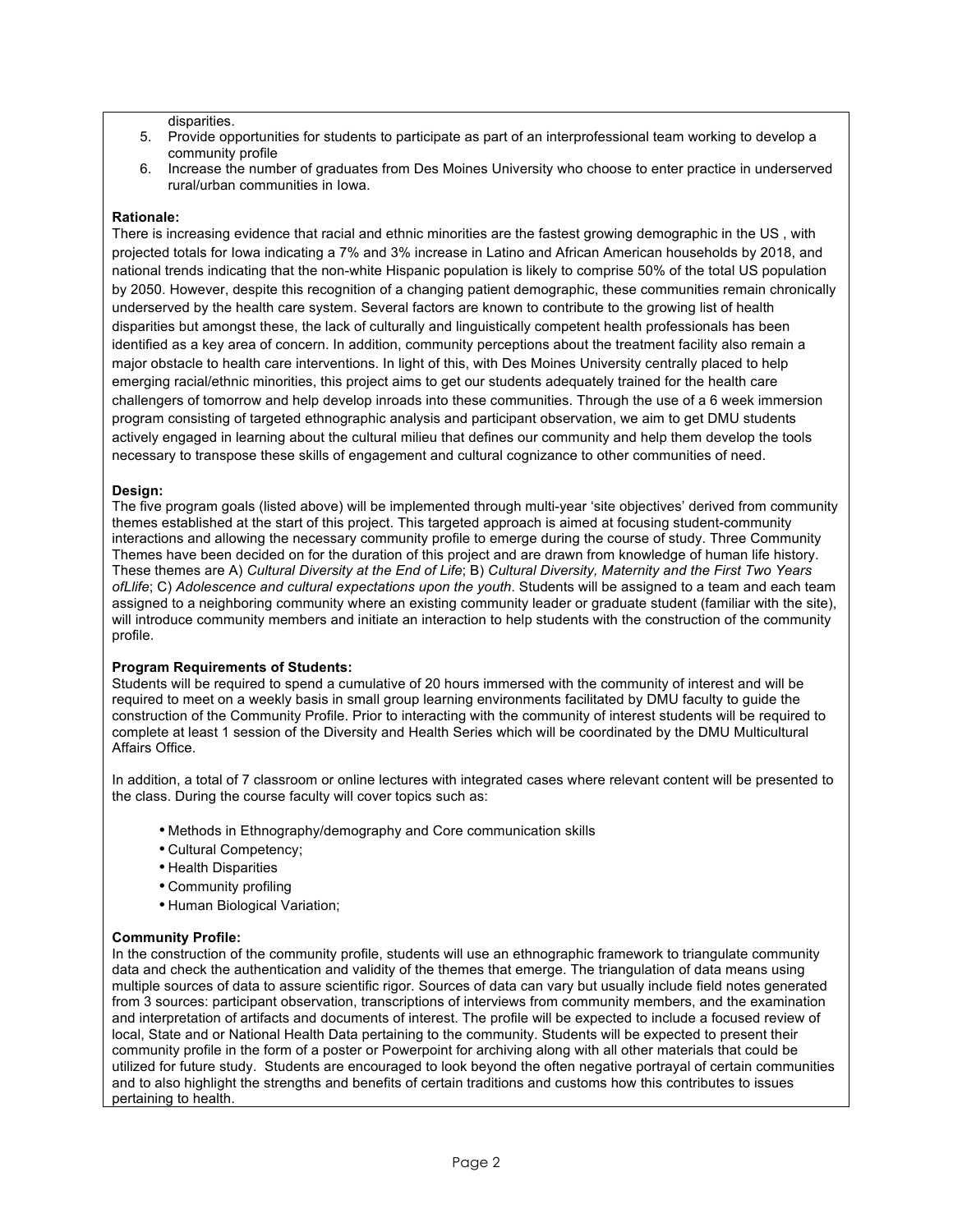disparities.

5. Provide opportunities for students to participate as part of an interprofessional team working to develop a community profile
6. Increase the number of graduates from Des Moines University who choose to enter practice in underserved rural/urban communities in Iowa.

**Rationale:**
There is increasing evidence that racial and ethnic minorities are the fastest growing demographic in the US , with projected totals for Iowa indicating a 7% and 3% increase in Latino and African American households by 2018, and national trends indicating that the non-white Hispanic population is likely to comprise 50% of the total US population by 2050. However, despite this recognition of a changing patient demographic, these communities remain chronically underserved by the health care system. Several factors are known to contribute to the growing list of health disparities but amongst these, the lack of culturally and linguistically competent health professionals has been identified as a key area of concern. In addition, community perceptions about the treatment facility also remain a major obstacle to health care interventions. In light of this, with Des Moines University centrally placed to help emerging racial/ethnic minorities, this project aims to get our students adequately trained for the health care challengers of tomorrow and help develop inroads into these communities. Through the use of a 6 week immersion program consisting of targeted ethnographic analysis and participant observation, we aim to get DMU students actively engaged in learning about the cultural milieu that defines our community and help them develop the tools necessary to transpose these skills of engagement and cultural cognizance to other communities of need.

**Design:**
The five program goals (listed above) will be implemented through multi-year 'site objectives' derived from community themes established at the start of this project. This targeted approach is aimed at focusing student-community interactions and allowing the necessary community profile to emerge during the course of study. Three Community Themes have been decided on for the duration of this project and are drawn from knowledge of human life history. These themes are A) *Cultural Diversity at the End of Life*; B) *Cultural Diversity, Maternity and the First Two Years ofLlife*; C) *Adolescence and cultural expectations upon the youth*. Students will be assigned to a team and each team assigned to a neighboring community where an existing community leader or graduate student (familiar with the site), will introduce community members and initiate an interaction to help students with the construction of the community profile.

**Program Requirements of Students:**
Students will be required to spend a cumulative of 20 hours immersed with the community of interest and will be required to meet on a weekly basis in small group learning environments facilitated by DMU faculty to guide the construction of the Community Profile. Prior to interacting with the community of interest students will be required to complete at least 1 session of the Diversity and Health Series which will be coordinated by the DMU Multicultural Affairs Office.

In addition, a total of 7 classroom or online lectures with integrated cases where relevant content will be presented to the class. During the course faculty will cover topics such as:

- Methods in Ethnography/demography and Core communication skills
- Cultural Competency;
- Health Disparities
- Community profiling
- Human Biological Variation;

**Community Profile:**
In the construction of the community profile, students will use an ethnographic framework to triangulate community data and check the authentication and validity of the themes that emerge. The triangulation of data means using multiple sources of data to assure scientific rigor. Sources of data can vary but usually include field notes generated from 3 sources: participant observation, transcriptions of interviews from community members, and the examination and interpretation of artifacts and documents of interest. The profile will be expected to include a focused review of local, State and or National Health Data pertaining to the community. Students will be expected to present their community profile in the form of a poster or Powerpoint for archiving along with all other materials that could be utilized for future study. Students are encouraged to look beyond the often negative portrayal of certain communities and to also highlight the strengths and benefits of certain traditions and customs how this contributes to issues pertaining to health.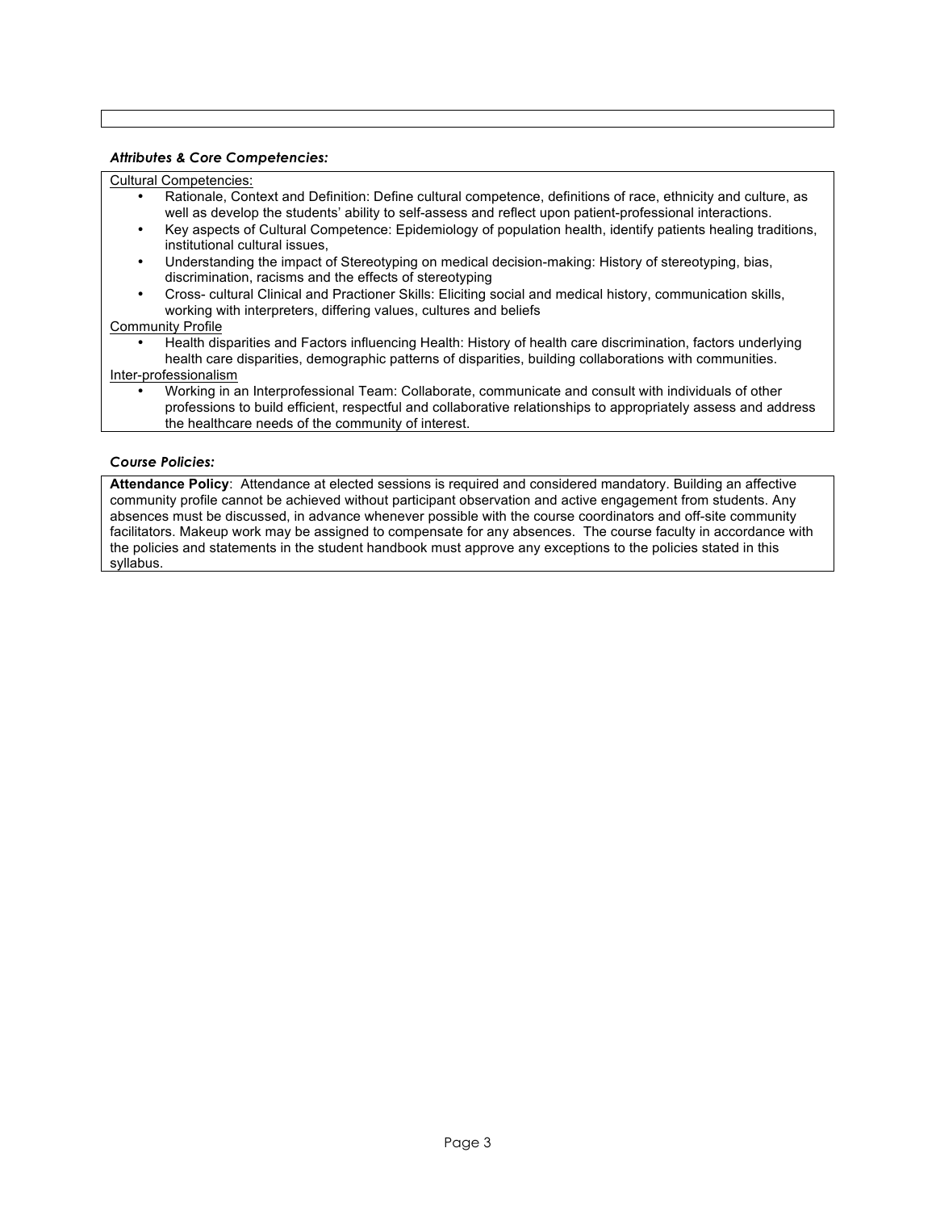### *Attributes & Core Competencies:*

Cultural Competencies:

- Rationale, Context and Definition: Define cultural competence, definitions of race, ethnicity and culture, as well as develop the students' ability to self-assess and reflect upon patient-professional interactions.
- Key aspects of Cultural Competence: Epidemiology of population health, identify patients healing traditions, institutional cultural issues,
- Understanding the impact of Stereotyping on medical decision-making: History of stereotyping, bias, discrimination, racisms and the effects of stereotyping
- Cross- cultural Clinical and Practioner Skills: Eliciting social and medical history, communication skills, working with interpreters, differing values, cultures and beliefs

Community Profile

- Health disparities and Factors influencing Health: History of health care discrimination, factors underlying health care disparities, demographic patterns of disparities, building collaborations with communities.

Inter-professionalism

- Working in an Interprofessional Team: Collaborate, communicate and consult with individuals of other professions to build efficient, respectful and collaborative relationships to appropriately assess and address the healthcare needs of the community of interest.

### *Course Policies:*

**Attendance Policy**: Attendance at elected sessions is required and considered mandatory. Building an affective community profile cannot be achieved without participant observation and active engagement from students. Any absences must be discussed, in advance whenever possible with the course coordinators and off-site community facilitators. Makeup work may be assigned to compensate for any absences. The course faculty in accordance with the policies and statements in the student handbook must approve any exceptions to the policies stated in this syllabus.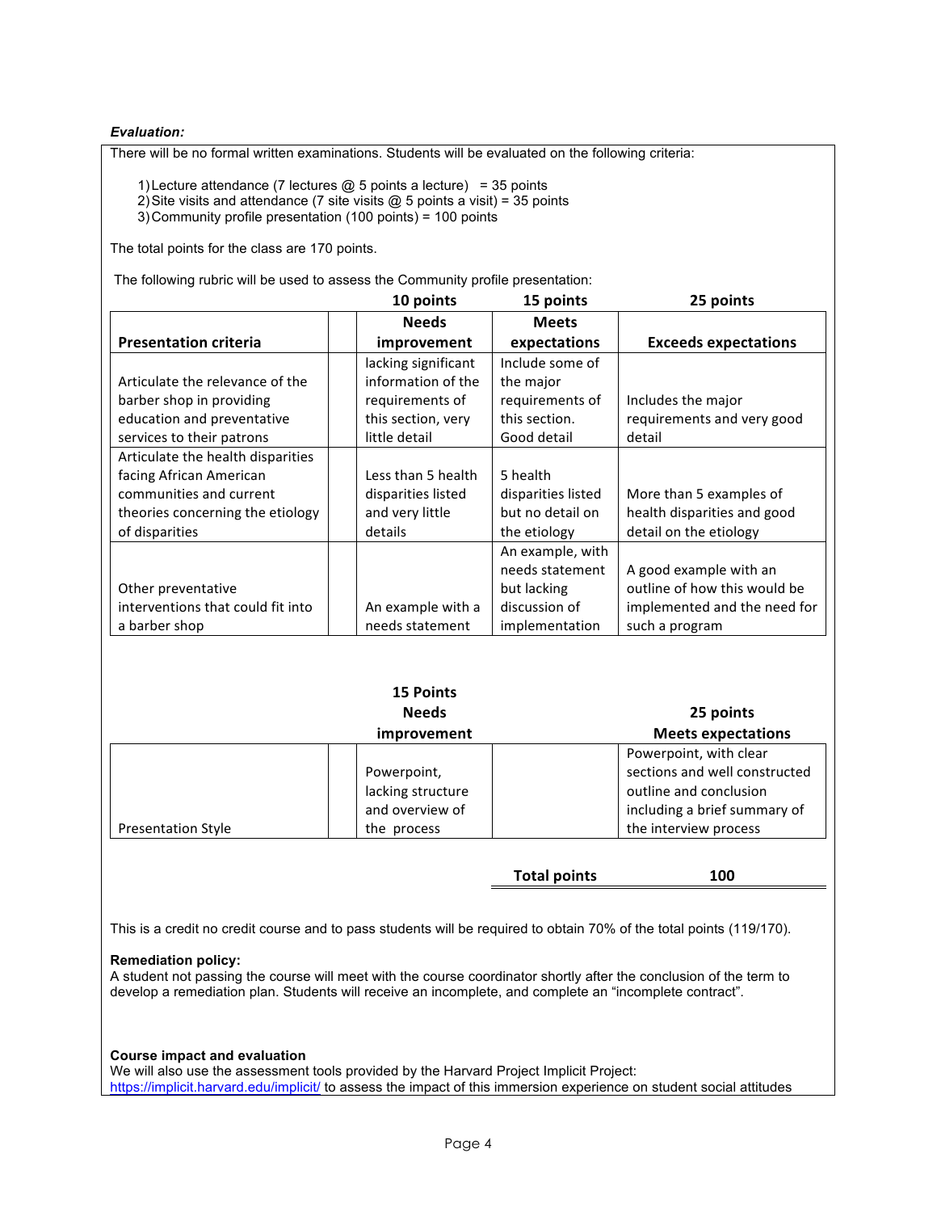*Evaluation:*

There will be no formal written examinations. Students will be evaluated on the following criteria:

1) Lecture attendance (7 lectures @ 5 points a lecture) = 35 points
2) Site visits and attendance (7 site visits @ 5 points a visit) = 35 points
3) Community profile presentation (100 points) = 100 points

The total points for the class are 170 points.

The following rubric will be used to assess the Community profile presentation:

| | | 10 points | 15 points | 25 points |
|---|---|---|---|---|
| **Presentation criteria** | | **Needs improvement** | **Meets expectations** | **Exceeds expectations** |
| Articulate the relevance of the barber shop in providing education and preventative services to their patrons | | lacking significant information of the requirements of this section, very little detail | Include some of the major requirements of this section. Good detail | Includes the major requirements and very good detail |
| Articulate the health disparities facing African American communities and current theories concerning the etiology of disparities | | Less than 5 health disparities listed and very little details | 5 health disparities listed but no detail on the etiology | More than 5 examples of health disparities and good detail on the etiology |
| Other preventative interventions that could fit into a barber shop | | An example with a needs statement | An example, with needs statement but lacking discussion of implementation | A good example with an outline of how this would be implemented and the need for such a program |

| | | 15 Points Needs improvement | | 25 points Meets expectations |
|---|---|---|---|---|
| Presentation Style | | Powerpoint, lacking structure and overview of the process | | Powerpoint, with clear sections and well constructed outline and conclusion including a brief summary of the interview process |
| | | | **Total points** | **100** |

This is a credit no credit course and to pass students will be required to obtain 70% of the total points (119/170).

**Remediation policy:**
A student not passing the course will meet with the course coordinator shortly after the conclusion of the term to develop a remediation plan. Students will receive an incomplete, and complete an "incomplete contract".

**Course impact and evaluation**
We will also use the assessment tools provided by the Harvard Project Implicit Project: https://implicit.harvard.edu/implicit/ to assess the impact of this immersion experience on student social attitudes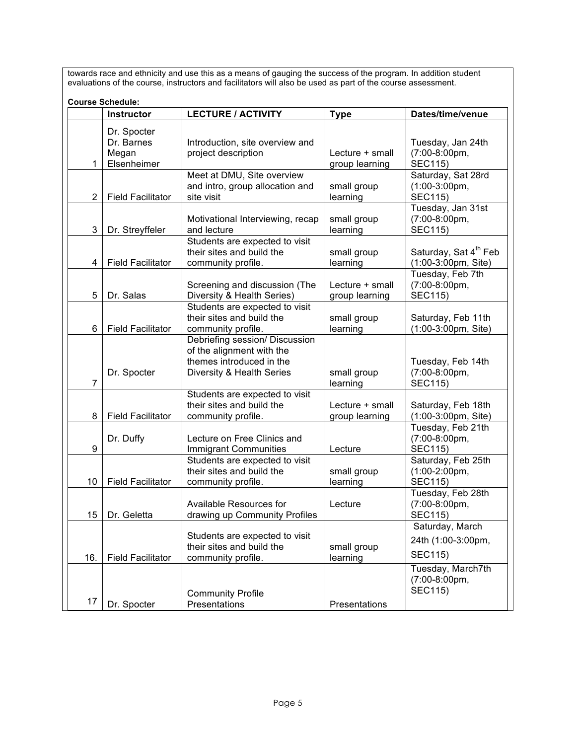towards race and ethnicity and use this as a means of gauging the success of the program. In addition student evaluations of the course, instructors and facilitators will also be used as part of the course assessment.

**Course Schedule:**

| | Instructor | LECTURE / ACTIVITY | Type | Dates/time/venue |
|---|---|---|---|---|
| 1 | Dr. Spocter Dr. Barnes Megan Elsenheimer | Introduction, site overview and project description | Lecture + small group learning | Tuesday, Jan 24th (7:00-8:00pm, SEC115) |
| 2 | Field Facilitator | Meet at DMU, Site overview and intro, group allocation and site visit | small group learning | Saturday, Sat 28rd (1:00-3:00pm, SEC115) |
| 3 | Dr. Streyffeler | Motivational Interviewing, recap and lecture | small group learning | Tuesday, Jan 31st (7:00-8:00pm, SEC115) |
| 4 | Field Facilitator | Students are expected to visit their sites and build the community profile. | small group learning | Saturday, Sat 4th Feb (1:00-3:00pm, Site) |
| 5 | Dr. Salas | Screening and discussion (The Diversity & Health Series) | Lecture + small group learning | Tuesday, Feb 7th (7:00-8:00pm, SEC115) |
| 6 | Field Facilitator | Students are expected to visit their sites and build the community profile. | small group learning | Saturday, Feb 11th (1:00-3:00pm, Site) |
| 7 | Dr. Spocter | Debriefing session/ Discussion of the alignment with the themes introduced in the Diversity & Health Series | small group learning | Tuesday, Feb 14th (7:00-8:00pm, SEC115) |
| 8 | Field Facilitator | Students are expected to visit their sites and build the community profile. | Lecture + small group learning | Saturday, Feb 18th (1:00-3:00pm, Site) |
| 9 | Dr. Duffy | Lecture on Free Clinics and Immigrant Communities | Lecture | Tuesday, Feb 21th (7:00-8:00pm, SEC115) |
| 10 | Field Facilitator | Students are expected to visit their sites and build the community profile. | small group learning | Saturday, Feb 25th (1:00-2:00pm, SEC115) |
| 15 | Dr. Geletta | Available Resources for drawing up Community Profiles | Lecture | Tuesday, Feb 28th (7:00-8:00pm, SEC115) |
| 16. | Field Facilitator | Students are expected to visit their sites and build the community profile. | small group learning | Saturday, March 24th (1:00-3:00pm, SEC115) |
| 17 | Dr. Spocter | Community Profile Presentations | Presentations | Tuesday, March7th (7:00-8:00pm, SEC115) |